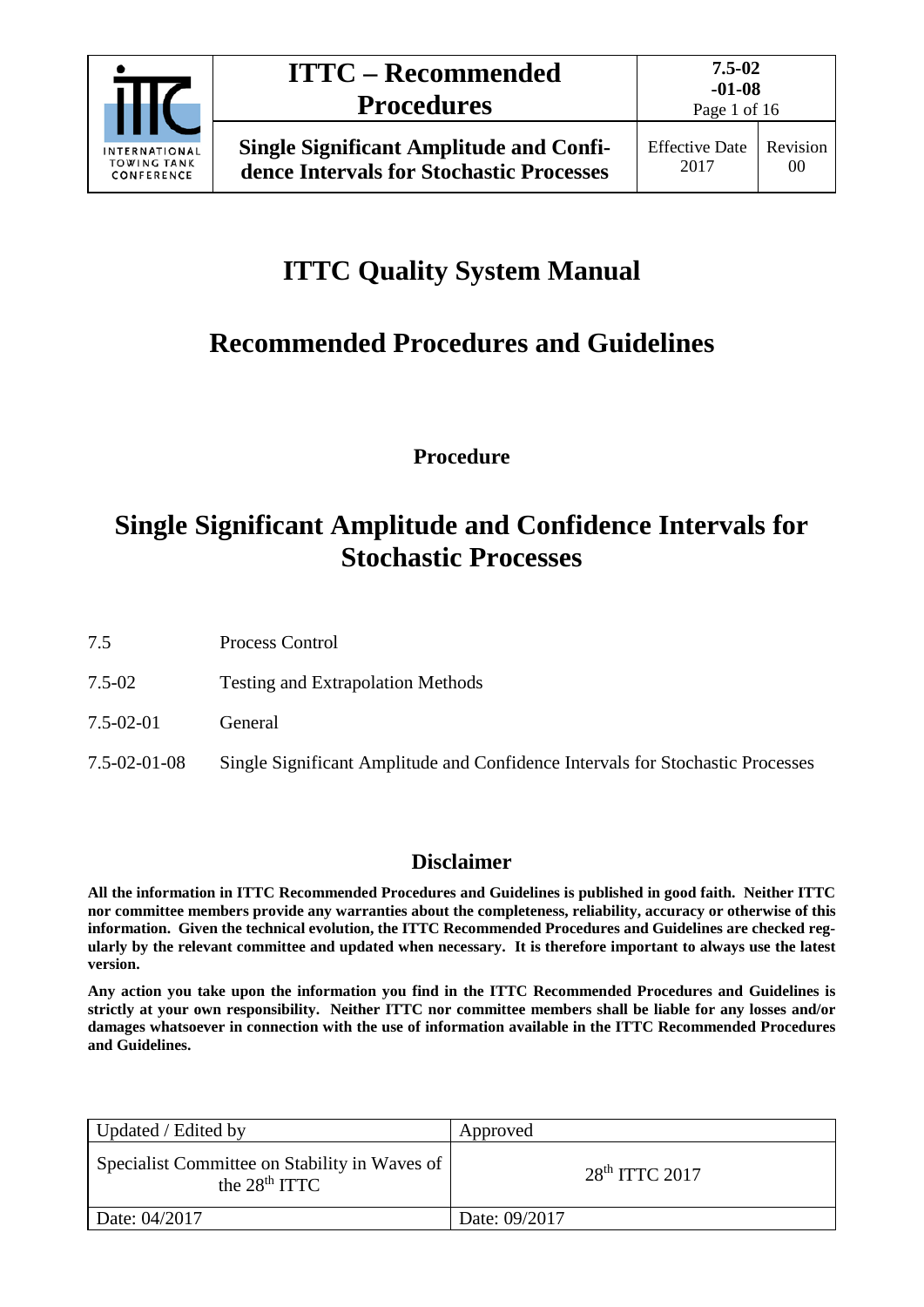# ITTC Quality System Manual

## Recommended Procedures and Guidelines

**Procedure**

# Single Significant Amplitude and Confidence Intervals for Stochastic Processes

| | |
|---|---|
| 7.5 | Process Control |
| 7.5-02 | Testing and Extrapolation Methods |
| 7.5-02-01 | General |
| 7.5-02-01-08 | Single Significant Amplitude and Confidence Intervals for Stochastic Processes |

## Disclaimer

**All the information in ITTC Recommended Procedures and Guidelines is published in good faith. Neither ITTC nor committee members provide any warranties about the completeness, reliability, accuracy or otherwise of this information. Given the technical evolution, the ITTC Recommended Procedures and Guidelines are checked regularly by the relevant committee and updated when necessary. It is therefore important to always use the latest version.**

**Any action you take upon the information you find in the ITTC Recommended Procedures and Guidelines is strictly at your own responsibility. Neither ITTC nor committee members shall be liable for any losses and/or damages whatsoever in connection with the use of information available in the ITTC Recommended Procedures and Guidelines.**

| Updated / Edited by | Approved |
|---|---|
| Specialist Committee on Stability in Waves of the 28th ITTC | 28th ITTC 2017 |
| Date: 04/2017 | Date: 09/2017 |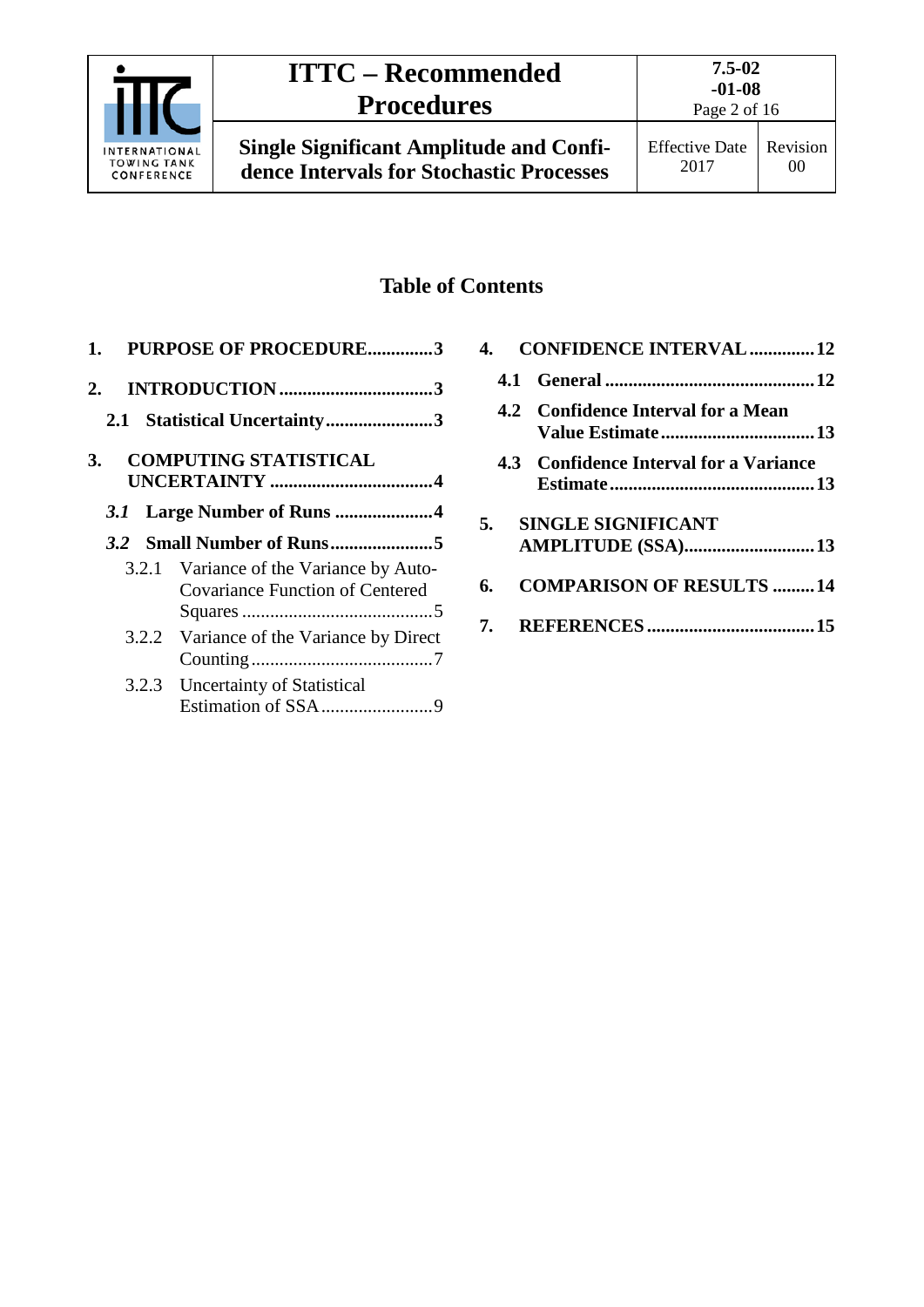## Table of Contents

1. **PURPOSE OF PROCEDURE.............3**
2. **INTRODUCTION................................3**
   - **2.1 Statistical Uncertainty......................3**
3. **COMPUTING STATISTICAL UNCERTAINTY ...................................4**
   - ***3.1* Large Number of Runs ....................4**
   - ***3.2* Small Number of Runs......................5**
     - 3.2.1 Variance of the Variance by Auto-Covariance Function of Centered Squares .........................................5
     - 3.2.2 Variance of the Variance by Direct Counting.......................................7
     - 3.2.3 Uncertainty of Statistical Estimation of SSA........................9
4. **CONFIDENCE INTERVAL.............12**
   - **4.1 General ............................................12**
   - **4.2 Confidence Interval for a Mean Value Estimate.................................13**
   - **4.3 Confidence Interval for a Variance Estimate............................................13**
5. **SINGLE SIGNIFICANT AMPLITUDE (SSA)............................13**
6. **COMPARISON OF RESULTS .........14**
7. **REFERENCES ....................................15**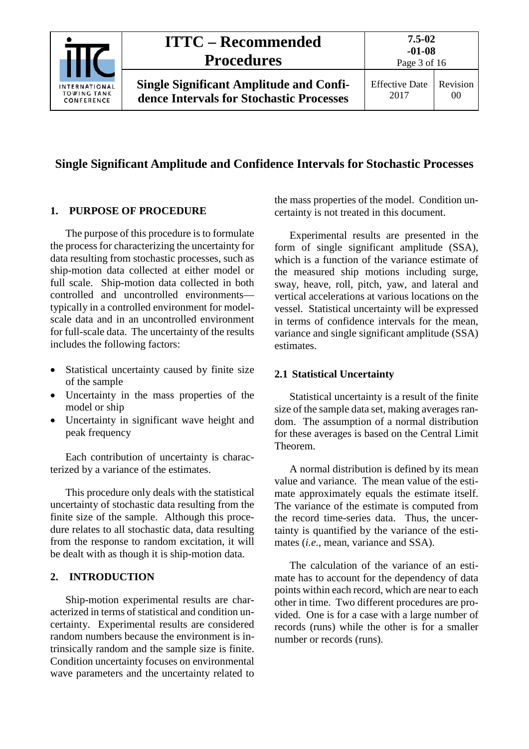# Single Significant Amplitude and Confidence Intervals for Stochastic Processes

## 1. PURPOSE OF PROCEDURE

The purpose of this procedure is to formulate the process for characterizing the uncertainty for data resulting from stochastic processes, such as ship-motion data collected at either model or full scale. Ship-motion data collected in both controlled and uncontrolled environments—typically in a controlled environment for model-scale data and in an uncontrolled environment for full-scale data. The uncertainty of the results includes the following factors:

- Statistical uncertainty caused by finite size of the sample
- Uncertainty in the mass properties of the model or ship
- Uncertainty in significant wave height and peak frequency

Each contribution of uncertainty is characterized by a variance of the estimates.

This procedure only deals with the statistical uncertainty of stochastic data resulting from the finite size of the sample. Although this procedure relates to all stochastic data, data resulting from the response to random excitation, it will be dealt with as though it is ship-motion data.

## 2. INTRODUCTION

Ship-motion experimental results are characterized in terms of statistical and condition uncertainty. Experimental results are considered random numbers because the environment is intrinsically random and the sample size is finite. Condition uncertainty focuses on environmental wave parameters and the uncertainty related to the mass properties of the model. Condition uncertainty is not treated in this document.

Experimental results are presented in the form of single significant amplitude (SSA), which is a function of the variance estimate of the measured ship motions including surge, sway, heave, roll, pitch, yaw, and lateral and vertical accelerations at various locations on the vessel. Statistical uncertainty will be expressed in terms of confidence intervals for the mean, variance and single significant amplitude (SSA) estimates.

### 2.1 Statistical Uncertainty

Statistical uncertainty is a result of the finite size of the sample data set, making averages random. The assumption of a normal distribution for these averages is based on the Central Limit Theorem.

A normal distribution is defined by its mean value and variance. The mean value of the estimate approximately equals the estimate itself. The variance of the estimate is computed from the record time-series data. Thus, the uncertainty is quantified by the variance of the estimates (*i.e.*, mean, variance and SSA).

The calculation of the variance of an estimate has to account for the dependency of data points within each record, which are near to each other in time. Two different procedures are provided. One is for a case with a large number of records (runs) while the other is for a smaller number or records (runs).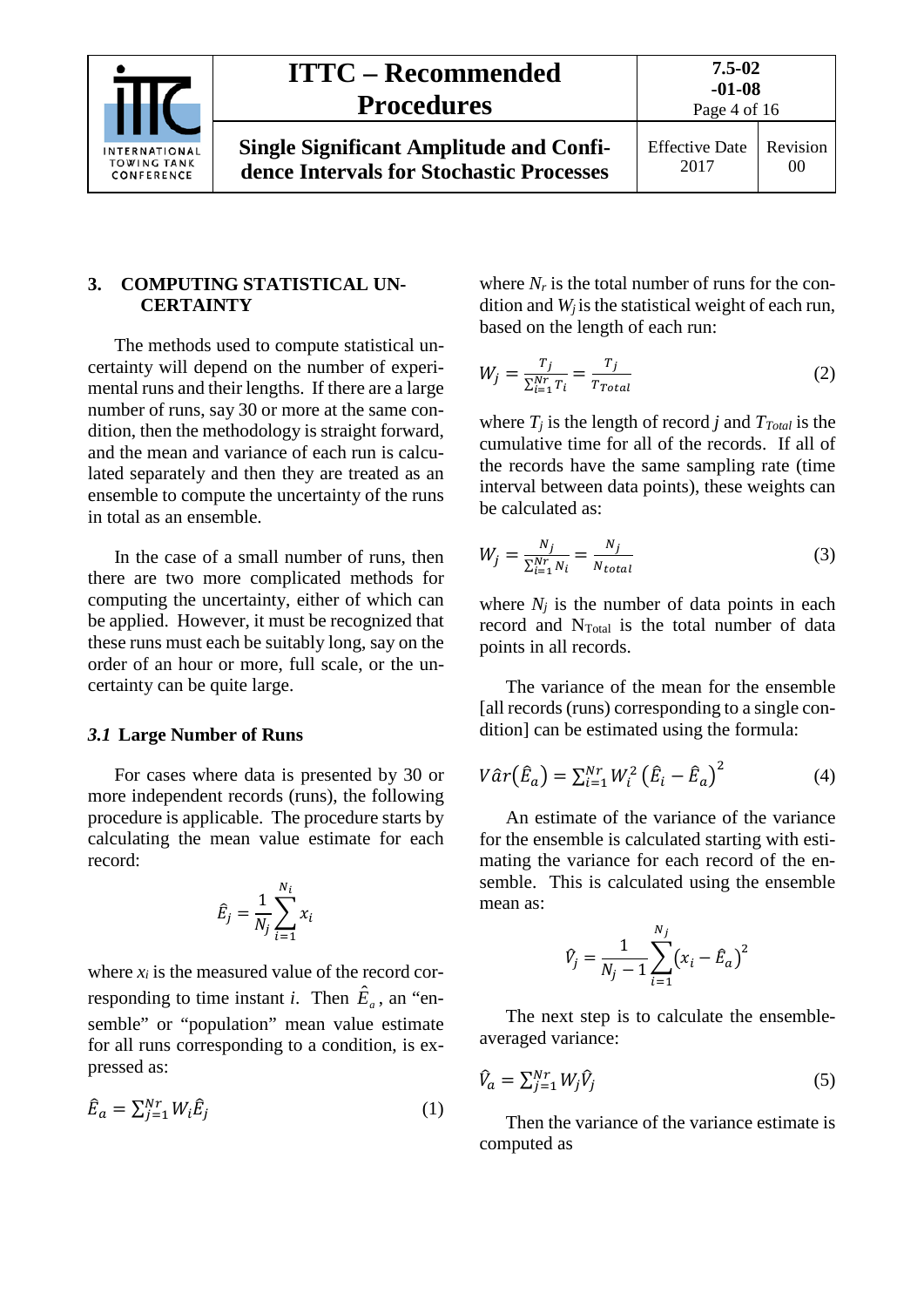## 3. COMPUTING STATISTICAL UNCERTAINTY

The methods used to compute statistical uncertainty will depend on the number of experimental runs and their lengths. If there are a large number of runs, say 30 or more at the same condition, then the methodology is straight forward, and the mean and variance of each run is calculated separately and then they are treated as an ensemble to compute the uncertainty of the runs in total as an ensemble.

In the case of a small number of runs, then there are two more complicated methods for computing the uncertainty, either of which can be applied. However, it must be recognized that these runs must each be suitably long, say on the order of an hour or more, full scale, or the uncertainty can be quite large.

### *3.1* Large Number of Runs

For cases where data is presented by 30 or more independent records (runs), the following procedure is applicable. The procedure starts by calculating the mean value estimate for each record:

$$\hat{E}_j = \frac{1}{N_j}\sum_{i=1}^{N_i} x_i$$

where $x_i$ is the measured value of the record corresponding to time instant *i*. Then $\hat{E}_a$, an "ensemble" or "population" mean value estimate for all runs corresponding to a condition, is expressed as:

$$\hat{E}_a = \sum_{j=1}^{Nr} W_i \hat{E}_j \tag{1}$$

where $N_r$ is the total number of runs for the condition and $W_j$ is the statistical weight of each run, based on the length of each run:

$$W_j = \frac{T_j}{\sum_{i=1}^{Nr} T_i} = \frac{T_j}{T_{Total}} \tag{2}$$

where $T_j$ is the length of record *j* and $T_{Total}$ is the cumulative time for all of the records. If all of the records have the same sampling rate (time interval between data points), these weights can be calculated as:

$$W_j = \frac{N_j}{\sum_{i=1}^{Nr} N_i} = \frac{N_j}{N_{total}} \tag{3}$$

where $N_j$ is the number of data points in each record and $N_{Total}$ is the total number of data points in all records.

The variance of the mean for the ensemble [all records (runs) corresponding to a single condition] can be estimated using the formula:

$$V\hat{a}r(\hat{E}_a) = \sum_{i=1}^{Nr} W_i^2 \left(\hat{E}_i - \hat{E}_a\right)^2 \tag{4}$$

An estimate of the variance of the variance for the ensemble is calculated starting with estimating the variance for each record of the ensemble. This is calculated using the ensemble mean as:

$$\hat{V}_j = \frac{1}{N_j - 1}\sum_{i=1}^{N_j} \left(x_i - \hat{E}_a\right)^2$$

The next step is to calculate the ensemble-averaged variance:

$$\hat{V}_a = \sum_{j=1}^{Nr} W_j \hat{V}_j \tag{5}$$

Then the variance of the variance estimate is computed as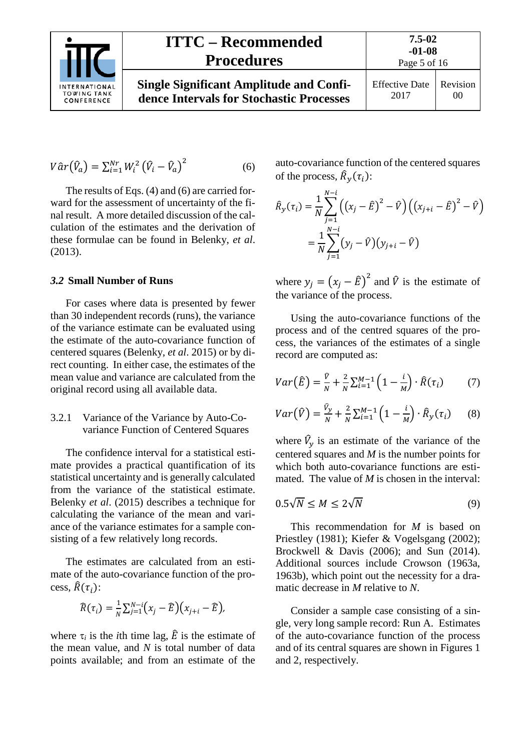$$V\hat{a}r(\hat{V}_a) = \sum_{i=1}^{Nr} W_i^2 \left(\hat{V}_i - \hat{V}_a\right)^2 \qquad (6)$$

The results of Eqs. (4) and (6) are carried forward for the assessment of uncertainty of the final result. A more detailed discussion of the calculation of the estimates and the derivation of these formulae can be found in Belenky, *et al*. (2013).

### *3.2* Small Number of Runs

For cases where data is presented by fewer than 30 independent records (runs), the variance of the variance estimate can be evaluated using the estimate of the auto-covariance function of centered squares (Belenky, *et al*. 2015) or by direct counting. In either case, the estimates of the mean value and variance are calculated from the original record using all available data.

#### 3.2.1 Variance of the Variance by Auto-Covariance Function of Centered Squares

The confidence interval for a statistical estimate provides a practical quantification of its statistical uncertainty and is generally calculated from the variance of the statistical estimate. Belenky *et al*. (2015) describes a technique for calculating the variance of the mean and variance of the variance estimates for a sample consisting of a few relatively long records.

The estimates are calculated from an estimate of the auto-covariance function of the process, $\hat{R}(\tau_i)$:

$$\hat{R}(\tau_i) = \frac{1}{N}\sum_{j=1}^{N-i}\left(x_j - \hat{E}\right)\left(x_{j+i} - \hat{E}\right),$$

where $\tau_i$ is the $i$th time lag, $\hat{E}$ is the estimate of the mean value, and $N$ is total number of data points available; and from an estimate of the auto-covariance function of the centered squares of the process, $\hat{R}_y(\tau_i)$:

$$\hat{R}_y(\tau_i) = \frac{1}{N}\sum_{j=1}^{N-i}\left(\left(x_j - \hat{E}\right)^2 - \hat{V}\right)\left(\left(x_{j+i} - \hat{E}\right)^2 - \hat{V}\right) = \frac{1}{N}\sum_{j=1}^{N-i}\left(y_j - \hat{V}\right)\left(y_{j+i} - \hat{V}\right)$$

where $y_j = \left(x_j - \hat{E}\right)^2$ and $\hat{V}$ is the estimate of the variance of the process.

Using the auto-covariance functions of the process and of the centred squares of the process, the variances of the estimates of a single record are computed as:

$$Var(\hat{E}) = \frac{\hat{V}}{N} + \frac{2}{N}\sum_{i=1}^{M-1}\left(1 - \frac{i}{M}\right)\cdot\hat{R}(\tau_i) \qquad (7)$$

$$Var(\hat{V}) = \frac{\hat{V}_y}{N} + \frac{2}{N}\sum_{i=1}^{M-1}\left(1 - \frac{i}{M}\right)\cdot\hat{R}_y(\tau_i) \qquad (8)$$

where $\hat{V}_y$ is an estimate of the variance of the centered squares and $M$ is the number points for which both auto-covariance functions are estimated. The value of $M$ is chosen in the interval:

$$0.5\sqrt{N} \le M \le 2\sqrt{N} \qquad (9)$$

This recommendation for $M$ is based on Priestley (1981); Kiefer & Vogelsgang (2002); Brockwell & Davis (2006); and Sun (2014). Additional sources include Crowson (1963a, 1963b), which point out the necessity for a dramatic decrease in $M$ relative to $N$.

Consider a sample case consisting of a single, very long sample record: Run A. Estimates of the auto-covariance function of the process and of its central squares are shown in Figures 1 and 2, respectively.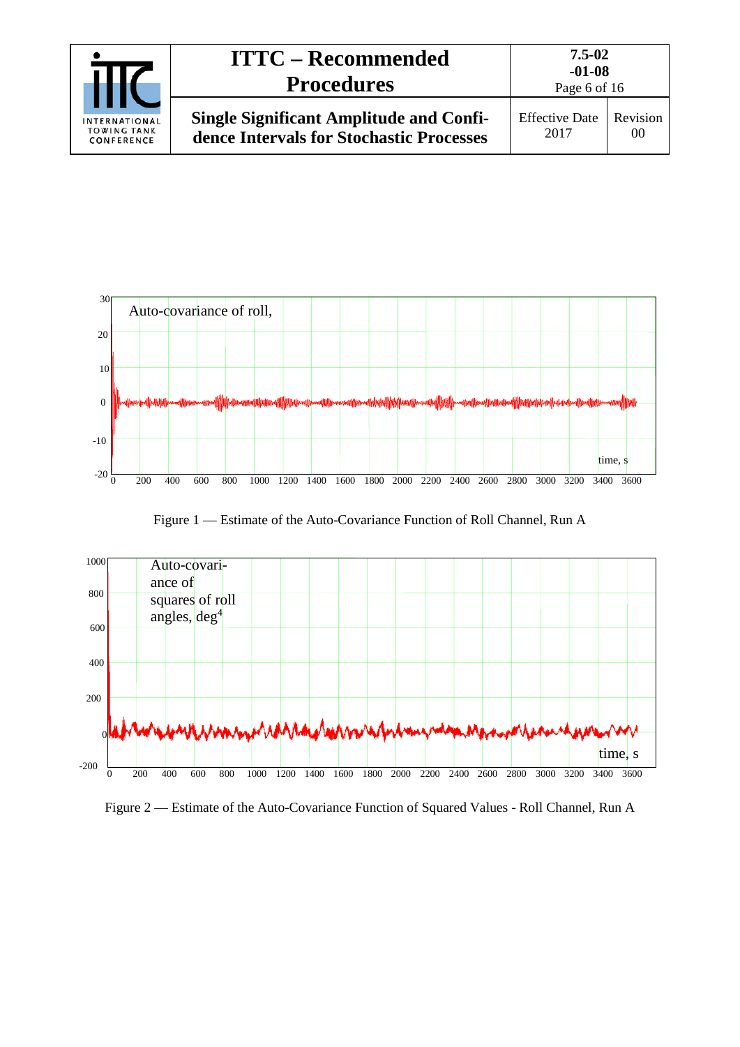Auto-covariance of roll,

30
20
10
0
-10
-20

0 200 400 600 800 1000 1200 1400 1600 1800 2000 2200 2400 2600 2800 3000 3200 3400 3600

time, s

Figure 1 — Estimate of the Auto-Covariance Function of Roll Channel, Run A

Auto-covariance of squares of roll angles, deg$^4$

1000
800
600
400
200
0
-200

0 200 400 600 800 1000 1200 1400 1600 1800 2000 2200 2400 2600 2800 3000 3200 3400 3600

time, s

Figure 2 — Estimate of the Auto-Covariance Function of Squared Values - Roll Channel, Run A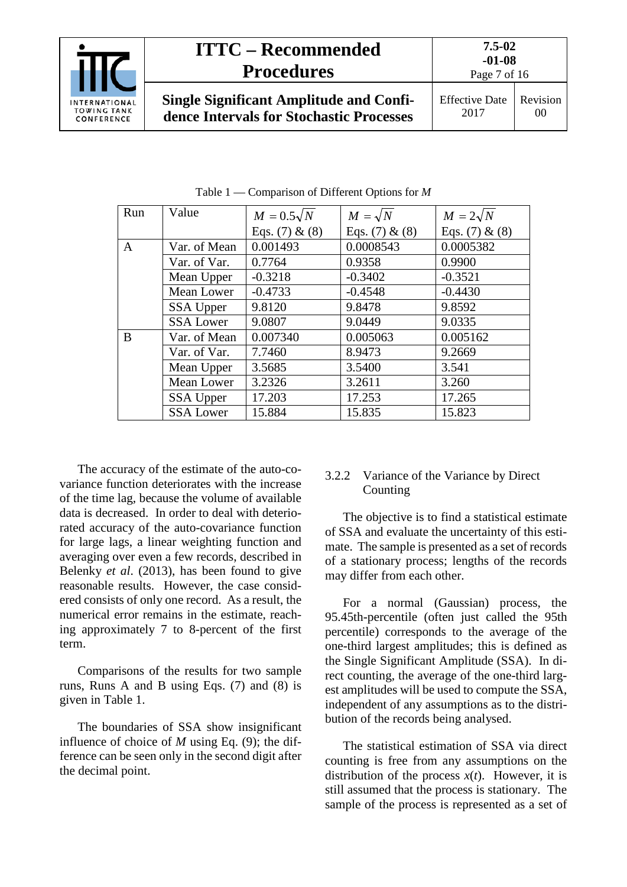Table 1 — Comparison of Different Options for $M$

| Run | Value | $M = 0.5\sqrt{N}$ Eqs. (7) & (8) | $M = \sqrt{N}$ Eqs. (7) & (8) | $M = 2\sqrt{N}$ Eqs. (7) & (8) |
|---|---|---|---|---|
| A | Var. of Mean | 0.001493 | 0.0008543 | 0.0005382 |
| | Var. of Var. | 0.7764 | 0.9358 | 0.9900 |
| | Mean Upper | -0.3218 | -0.3402 | -0.3521 |
| | Mean Lower | -0.4733 | -0.4548 | -0.4430 |
| | SSA Upper | 9.8120 | 9.8478 | 9.8592 |
| | SSA Lower | 9.0807 | 9.0449 | 9.0335 |
| B | Var. of Mean | 0.007340 | 0.005063 | 0.005162 |
| | Var. of Var. | 7.7460 | 8.9473 | 9.2669 |
| | Mean Upper | 3.5685 | 3.5400 | 3.541 |
| | Mean Lower | 3.2326 | 3.2611 | 3.260 |
| | SSA Upper | 17.203 | 17.253 | 17.265 |
| | SSA Lower | 15.884 | 15.835 | 15.823 |

The accuracy of the estimate of the auto-covariance function deteriorates with the increase of the time lag, because the volume of available data is decreased. In order to deal with deteriorated accuracy of the auto-covariance function for large lags, a linear weighting function and averaging over even a few records, described in Belenky *et al*. (2013), has been found to give reasonable results. However, the case considered consists of only one record. As a result, the numerical error remains in the estimate, reaching approximately 7 to 8-percent of the first term.

Comparisons of the results for two sample runs, Runs A and B using Eqs. (7) and (8) is given in Table 1.

The boundaries of SSA show insignificant influence of choice of $M$ using Eq. (9); the difference can be seen only in the second digit after the decimal point.

### 3.2.2 Variance of the Variance by Direct Counting

The objective is to find a statistical estimate of SSA and evaluate the uncertainty of this estimate. The sample is presented as a set of records of a stationary process; lengths of the records may differ from each other.

For a normal (Gaussian) process, the 95.45th-percentile (often just called the 95th percentile) corresponds to the average of the one-third largest amplitudes; this is defined as the Single Significant Amplitude (SSA). In direct counting, the average of the one-third largest amplitudes will be used to compute the SSA, independent of any assumptions as to the distribution of the records being analysed.

The statistical estimation of SSA via direct counting is free from any assumptions on the distribution of the process $x(t)$. However, it is still assumed that the process is stationary. The sample of the process is represented as a set of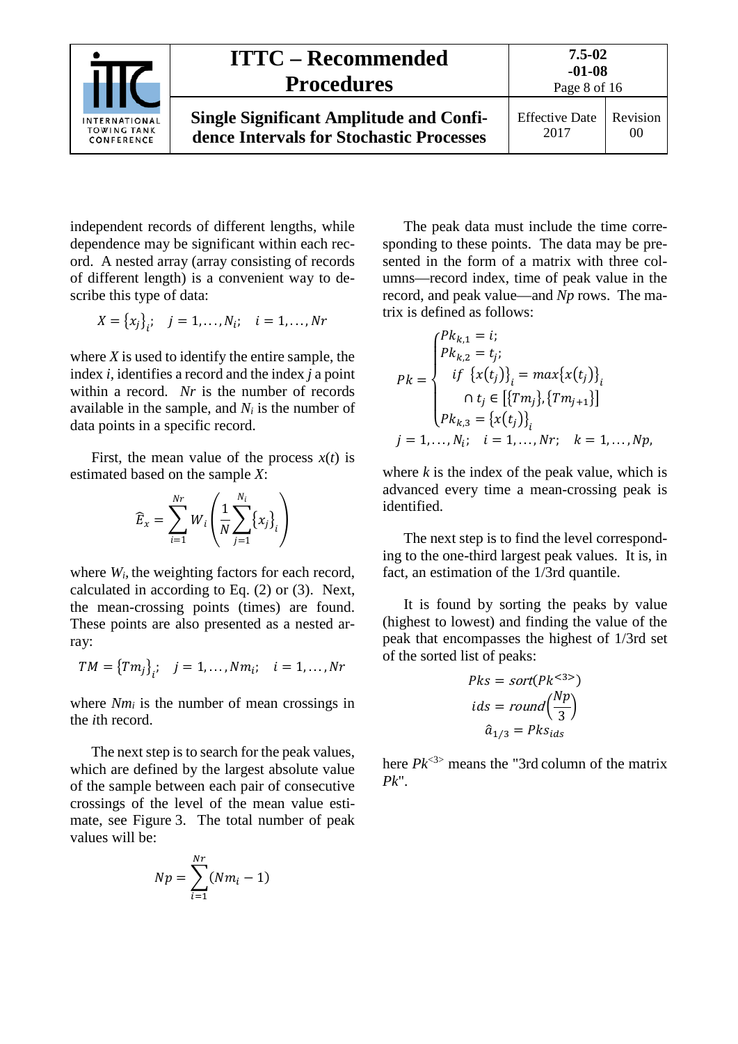independent records of different lengths, while dependence may be significant within each record. A nested array (array consisting of records of different length) is a convenient way to describe this type of data:

$$X = \{x_j\}_i; \quad j = 1, \ldots, N_i; \quad i = 1, \ldots, Nr$$

where $X$ is used to identify the entire sample, the index $i$, identifies a record and the index $j$ a point within a record. $Nr$ is the number of records available in the sample, and $N_i$ is the number of data points in a specific record.

First, the mean value of the process $x(t)$ is estimated based on the sample $X$:

$$\hat{E}_x = \sum_{i=1}^{Nr} W_i \left( \frac{1}{N} \sum_{j=1}^{N_i} \{x_j\}_i \right)$$

where $W_i$, the weighting factors for each record, calculated in according to Eq. (2) or (3). Next, the mean-crossing points (times) are found. These points are also presented as a nested array:

$$TM = \{Tm_j\}_i; \quad j = 1, \ldots, Nm_i; \quad i = 1, \ldots, Nr$$

where $Nm_i$ is the number of mean crossings in the $i$th record.

The next step is to search for the peak values, which are defined by the largest absolute value of the sample between each pair of consecutive crossings of the level of the mean value estimate, see Figure 3. The total number of peak values will be:

$$Np = \sum_{i=1}^{Nr} (Nm_i - 1)$$

The peak data must include the time corresponding to these points. The data may be presented in the form of a matrix with three columns—record index, time of peak value in the record, and peak value—and $Np$ rows. The matrix is defined as follows:

$$Pk = \begin{cases} Pk_{k,1} = i; \\ Pk_{k,2} = t_j; \\ \quad if \ \{x(t_j)\}_i = max\{x(t_j)\}_i \\ \quad \quad \cap \ t_j \in [\{Tm_j\}, \{Tm_{j+1}\}] \\ Pk_{k,3} = \{x(t_j)\}_i \end{cases}$$
$$j = 1, \ldots, N_i; \quad i = 1, \ldots, Nr; \quad k = 1, \ldots, Np,$$

where $k$ is the index of the peak value, which is advanced every time a mean-crossing peak is identified.

The next step is to find the level corresponding to the one-third largest peak values. It is, in fact, an estimation of the 1/3rd quantile.

It is found by sorting the peaks by value (highest to lowest) and finding the value of the peak that encompasses the highest of 1/3rd set of the sorted list of peaks:

$$Pks = sort(Pk^{<3>})$$
$$ids = round\left(\frac{Np}{3}\right)$$
$$\hat{a}_{1/3} = Pks_{ids}$$

here $Pk^{<3>}$ means the "3rd column of the matrix $Pk$".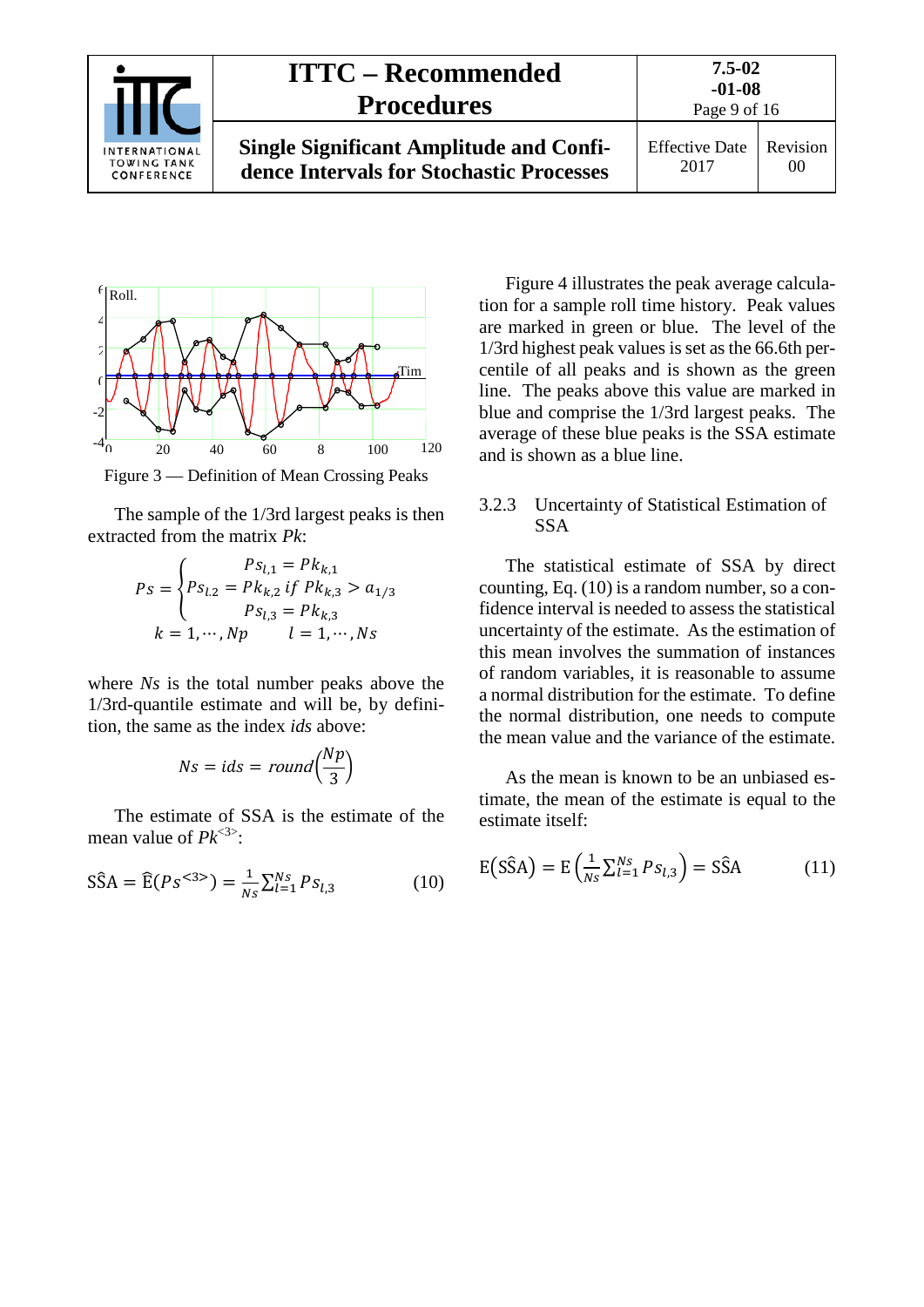Roll.

4

2

0

-2

-4

0

20

40

60

8

100

120

Tim

Figure 3 — Definition of Mean Crossing Peaks

The sample of the 1/3rd largest peaks is then extracted from the matrix *Pk*:

$$
Ps = \begin{cases} Ps_{l,1} = Pk_{k,1} \\ Ps_{l,2} = Pk_{k,2} \text{ if } Pk_{k,3} > a_{1/3} \\ Ps_{l,3} = Pk_{k,3} \end{cases}
$$

$$
k = 1, \cdots, Np \qquad l = 1, \cdots, Ns
$$

where *Ns* is the total number peaks above the 1/3rd-quantile estimate and will be, by definition, the same as the index *ids* above:

$$
Ns = ids = round\left(\frac{Np}{3}\right)
$$

The estimate of SSA is the estimate of the mean value of $Pk^{<3>}$:

$$
\widehat{\text{SSA}} = \widehat{\text{E}}(Ps^{<3>}) = \frac{1}{Ns}\sum_{l=1}^{Ns} Ps_{l,3} \tag{10}
$$

Figure 4 illustrates the peak average calculation for a sample roll time history. Peak values are marked in green or blue. The level of the 1/3rd highest peak values is set as the 66.6th percentile of all peaks and is shown as the green line. The peaks above this value are marked in blue and comprise the 1/3rd largest peaks. The average of these blue peaks is the SSA estimate and is shown as a blue line.

### 3.2.3 Uncertainty of Statistical Estimation of SSA

The statistical estimate of SSA by direct counting, Eq. (10) is a random number, so a confidence interval is needed to assess the statistical uncertainty of the estimate. As the estimation of this mean involves the summation of instances of random variables, it is reasonable to assume a normal distribution for the estimate. To define the normal distribution, one needs to compute the mean value and the variance of the estimate.

As the mean is known to be an unbiased estimate, the mean of the estimate is equal to the estimate itself:

$$
\text{E}\left(\widehat{\text{SSA}}\right) = \text{E}\left(\frac{1}{Ns}\sum_{l=1}^{Ns} Ps_{l,3}\right) = \widehat{\text{SSA}} \tag{11}
$$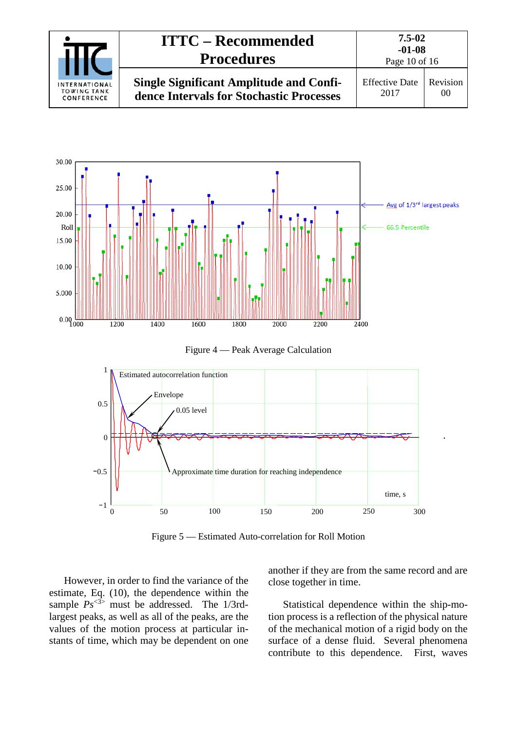Figure 4 — Peak Average Calculation

Figure 5 — Estimated Auto-correlation for Roll Motion

However, in order to find the variance of the estimate, Eq. (10), the dependence within the sample $Ps^{<3>}$ must be addressed. The 1/3rd-largest peaks, as well as all of the peaks, are the values of the motion process at particular instants of time, which may be dependent on one another if they are from the same record and are close together in time.

Statistical dependence within the ship-motion process is a reflection of the physical nature of the mechanical motion of a rigid body on the surface of a dense fluid. Several phenomena contribute to this dependence. First, waves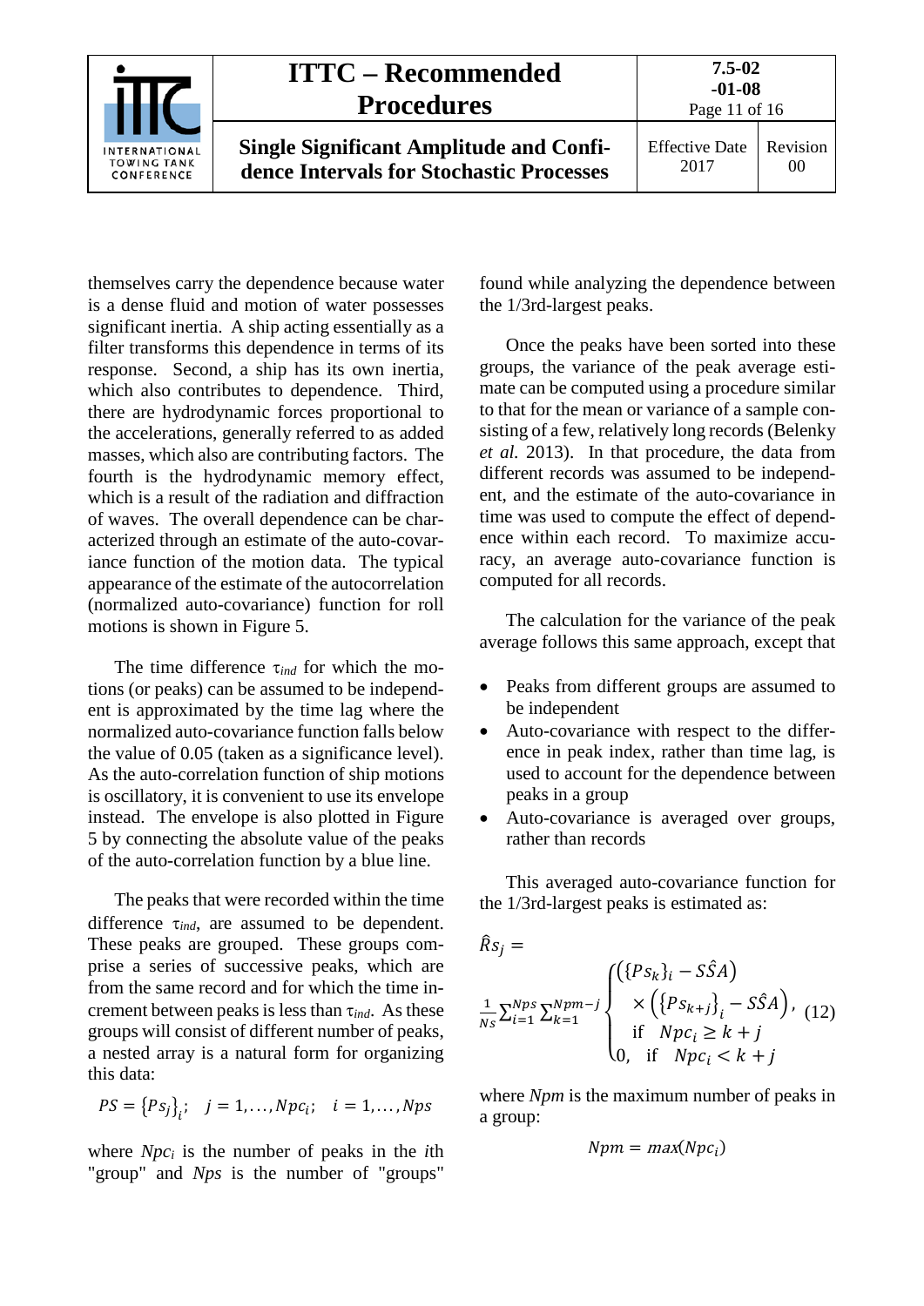themselves carry the dependence because water is a dense fluid and motion of water possesses significant inertia. A ship acting essentially as a filter transforms this dependence in terms of its response. Second, a ship has its own inertia, which also contributes to dependence. Third, there are hydrodynamic forces proportional to the accelerations, generally referred to as added masses, which also are contributing factors. The fourth is the hydrodynamic memory effect, which is a result of the radiation and diffraction of waves. The overall dependence can be characterized through an estimate of the auto-covariance function of the motion data. The typical appearance of the estimate of the autocorrelation (normalized auto-covariance) function for roll motions is shown in Figure 5.

The time difference $\tau_{ind}$ for which the motions (or peaks) can be assumed to be independent is approximated by the time lag where the normalized auto-covariance function falls below the value of 0.05 (taken as a significance level). As the auto-correlation function of ship motions is oscillatory, it is convenient to use its envelope instead. The envelope is also plotted in Figure 5 by connecting the absolute value of the peaks of the auto-correlation function by a blue line.

The peaks that were recorded within the time difference $\tau_{ind}$, are assumed to be dependent. These peaks are grouped. These groups comprise a series of successive peaks, which are from the same record and for which the time increment between peaks is less than $\tau_{ind}$. As these groups will consist of different number of peaks, a nested array is a natural form for organizing this data:

$$PS = \{Ps_j\}_i; \quad j = 1, \ldots, Npc_i; \quad i = 1, \ldots, Nps$$

where $Npc_i$ is the number of peaks in the $i$th "group" and $Nps$ is the number of "groups" found while analyzing the dependence between the 1/3rd-largest peaks.

Once the peaks have been sorted into these groups, the variance of the peak average estimate can be computed using a procedure similar to that for the mean or variance of a sample consisting of a few, relatively long records (Belenky *et al.* 2013). In that procedure, the data from different records was assumed to be independent, and the estimate of the auto-covariance in time was used to compute the effect of dependence within each record. To maximize accuracy, an average auto-covariance function is computed for all records.

The calculation for the variance of the peak average follows this same approach, except that

- Peaks from different groups are assumed to be independent
- Auto-covariance with respect to the difference in peak index, rather than time lag, is used to account for the dependence between peaks in a group
- Auto-covariance is averaged over groups, rather than records

This averaged auto-covariance function for the 1/3rd-largest peaks is estimated as:

$$\hat{R}s_j = \frac{1}{Ns}\sum_{i=1}^{Nps}\sum_{k=1}^{Npm-j}\begin{cases}\left(\{Ps_k\}_i - \hat{SSA}\right) \\ \quad \times \left(\{Ps_{k+j}\}_i - \hat{SSA}\right), \\ \quad \text{if} \quad Npc_i \geq k+j \\ 0, \quad \text{if} \quad Npc_i < k+j\end{cases} \tag{12}$$

where $Npm$ is the maximum number of peaks in a group:

$$Npm = max(Npc_i)$$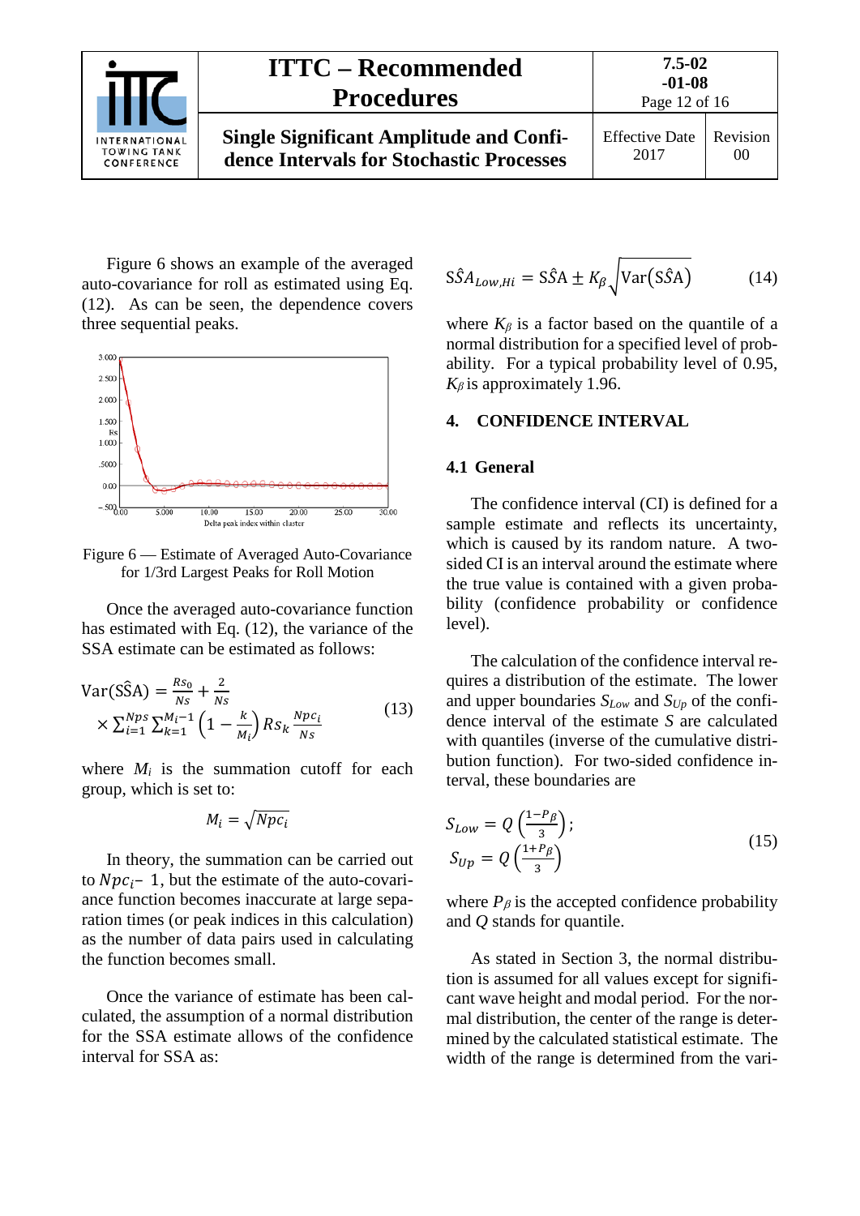Figure 6 shows an example of the averaged auto-covariance for roll as estimated using Eq. (12). As can be seen, the dependence covers three sequential peaks.

3.000
2.500
2.000
1.500
Rs
1.000
.5000
0.00
−.500
0.00
5.000
10.00
15.00
20.00
25.00
30.00
Delta peak index within cluster

Figure 6 — Estimate of Averaged Auto-Covariance for 1/3rd Largest Peaks for Roll Motion

Once the averaged auto-covariance function has estimated with Eq. (12), the variance of the SSA estimate can be estimated as follows:

$$\mathrm{Var}(\mathrm{S}\hat{\mathrm{S}}\mathrm{A}) = \frac{Rs_0}{Ns} + \frac{2}{Ns} \times \sum_{i=1}^{Nps} \sum_{k=1}^{M_i - 1} \left(1 - \frac{k}{M_i}\right) Rs_k \frac{Npc_i}{Ns} \tag{13}$$

where $M_i$ is the summation cutoff for each group, which is set to:

$$M_i = \sqrt{Npc_i}$$

In theory, the summation can be carried out to $Npc_i - 1$, but the estimate of the auto-covariance function becomes inaccurate at large separation times (or peak indices in this calculation) as the number of data pairs used in calculating the function becomes small.

Once the variance of estimate has been calculated, the assumption of a normal distribution for the SSA estimate allows of the confidence interval for SSA as:

$$\mathrm{S}\hat{\mathrm{S}}A_{Low,Hi} = \mathrm{S}\hat{\mathrm{S}}\mathrm{A} \pm K_\beta \sqrt{\mathrm{Var}(\mathrm{S}\hat{\mathrm{S}}\mathrm{A})} \tag{14}$$

where $K_\beta$ is a factor based on the quantile of a normal distribution for a specified level of probability. For a typical probability level of 0.95, $K_\beta$ is approximately 1.96.

## 4. CONFIDENCE INTERVAL

### 4.1 General

The confidence interval (CI) is defined for a sample estimate and reflects its uncertainty, which is caused by its random nature. A two-sided CI is an interval around the estimate where the true value is contained with a given probability (confidence probability or confidence level).

The calculation of the confidence interval requires a distribution of the estimate. The lower and upper boundaries $S_{Low}$ and $S_{Up}$ of the confidence interval of the estimate $S$ are calculated with quantiles (inverse of the cumulative distribution function). For two-sided confidence interval, these boundaries are

$$S_{Low} = Q\left(\frac{1-P_\beta}{3}\right); \quad S_{Up} = Q\left(\frac{1+P_\beta}{3}\right) \tag{15}$$

where $P_\beta$ is the accepted confidence probability and $Q$ stands for quantile.

As stated in Section 3, the normal distribution is assumed for all values except for significant wave height and modal period. For the normal distribution, the center of the range is determined by the calculated statistical estimate. The width of the range is determined from the vari-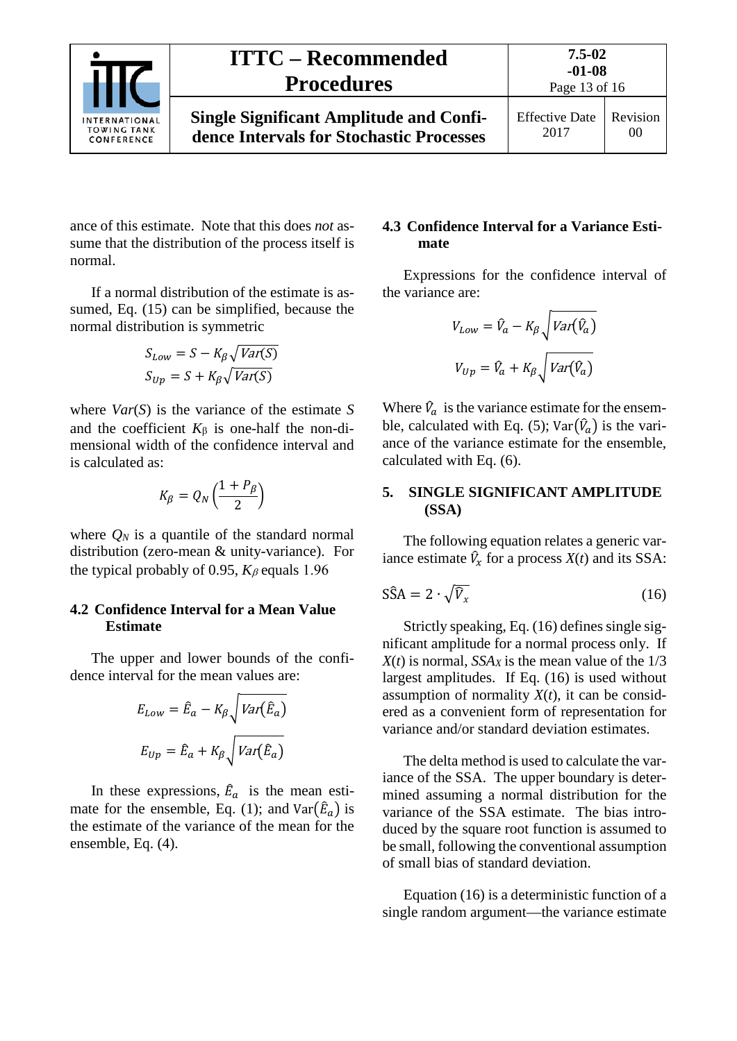ance of this estimate. Note that this does *not* assume that the distribution of the process itself is normal.

If a normal distribution of the estimate is assumed, Eq. (15) can be simplified, because the normal distribution is symmetric

$$S_{Low} = S - K_\beta \sqrt{Var(S)}$$
$$S_{Up} = S + K_\beta \sqrt{Var(S)}$$

where $Var(S)$ is the variance of the estimate $S$ and the coefficient $K_\beta$ is one-half the non-dimensional width of the confidence interval and is calculated as:

$$K_\beta = Q_N\left(\frac{1 + P_\beta}{2}\right)$$

where $Q_N$ is a quantile of the standard normal distribution (zero-mean & unity-variance). For the typical probably of 0.95, $K_\beta$ equals 1.96

### 4.2 Confidence Interval for a Mean Value Estimate

The upper and lower bounds of the confidence interval for the mean values are:

$$E_{Low} = \hat{E}_a - K_\beta \sqrt{Var(\hat{E}_a)}$$

$$E_{Up} = \hat{E}_a + K_\beta \sqrt{Var(\hat{E}_a)}$$

In these expressions, $\hat{E}_a$ is the mean estimate for the ensemble, Eq. (1); and $\mathrm{Var}(\hat{E}_a)$ is the estimate of the variance of the mean for the ensemble, Eq. (4).

### 4.3 Confidence Interval for a Variance Estimate

Expressions for the confidence interval of the variance are:

$$V_{Low} = \hat{V}_a - K_\beta \sqrt{Var(\hat{V}_a)}$$

$$V_{Up} = \hat{V}_a + K_\beta \sqrt{Var(\hat{V}_a)}$$

Where $\hat{V}_a$ is the variance estimate for the ensemble, calculated with Eq. (5); $\mathrm{Var}(\hat{V}_a)$ is the variance of the variance estimate for the ensemble, calculated with Eq. (6).

## 5. SINGLE SIGNIFICANT AMPLITUDE (SSA)

The following equation relates a generic variance estimate $\hat{V}_x$ for a process $X(t)$ and its SSA:

$$\widehat{\mathrm{SSA}} = 2 \cdot \sqrt{\hat{V}_x} \tag{16}$$

Strictly speaking, Eq. (16) defines single significant amplitude for a normal process only. If $X(t)$ is normal, $SSA_X$ is the mean value of the 1/3 largest amplitudes. If Eq. (16) is used without assumption of normality $X(t)$, it can be considered as a convenient form of representation for variance and/or standard deviation estimates.

The delta method is used to calculate the variance of the SSA. The upper boundary is determined assuming a normal distribution for the variance of the SSA estimate. The bias introduced by the square root function is assumed to be small, following the conventional assumption of small bias of standard deviation.

Equation (16) is a deterministic function of a single random argument—the variance estimate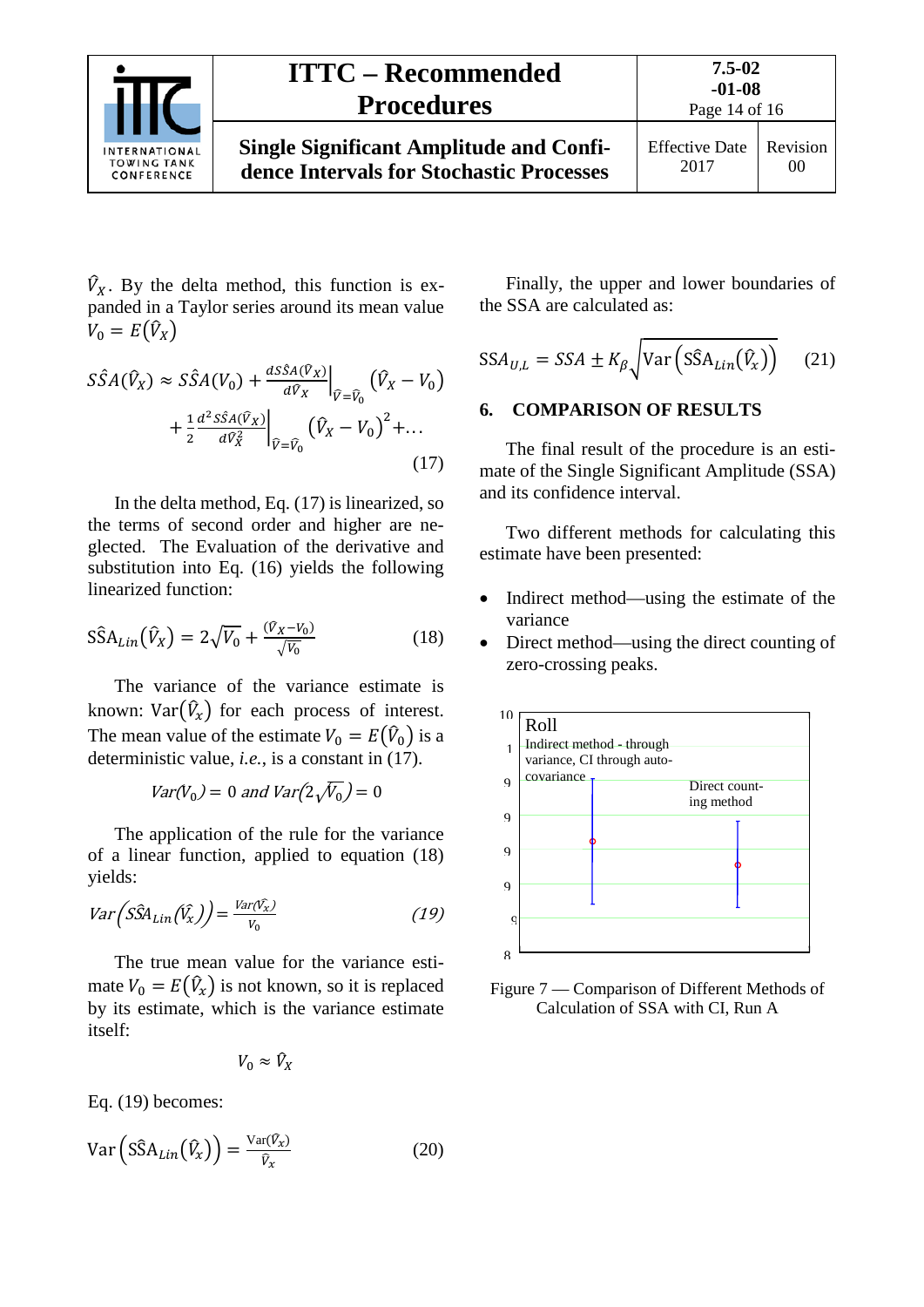$\hat{V}_X$. By the delta method, this function is expanded in a Taylor series around its mean value $V_0 = E(\hat{V}_X)$

$$S\hat{S}A(\hat{V}_X) \approx S\hat{S}A(V_0) + \frac{dS\hat{S}A(\hat{V}_X)}{d\hat{V}_X}\bigg|_{\hat{V}=\hat{V}_0} (\hat{V}_X - V_0) + \frac{1}{2}\frac{d^2 S\hat{S}A(\hat{V}_X)}{d\hat{V}_X^2}\bigg|_{\hat{V}=\hat{V}_0} (\hat{V}_X - V_0)^2 + \ldots \quad (17)$$

In the delta method, Eq. (17) is linearized, so the terms of second order and higher are neglected. The Evaluation of the derivative and substitution into Eq. (16) yields the following linearized function:

$$\mathrm{S\hat{S}A}_{Lin}(\hat{V}_X) = 2\sqrt{V_0} + \frac{(\hat{V}_X - V_0)}{\sqrt{V_0}} \quad (18)$$

The variance of the variance estimate is known: $\mathrm{Var}(\hat{V}_x)$ for each process of interest. The mean value of the estimate $V_0 = E(\hat{V}_0)$ is a deterministic value, *i.e.*, is a constant in (17).

$$Var(V_0) = 0 \text{ and } Var(2\sqrt{V_0}) = 0$$

The application of the rule for the variance of a linear function, applied to equation (18) yields:

$$Var\left(S\hat{S}A_{Lin}(\hat{V}_x)\right) = \frac{Var(\hat{V}_x)}{V_0} \quad (19)$$

The true mean value for the variance estimate $V_0 = E(\hat{V}_x)$ is not known, so it is replaced by its estimate, which is the variance estimate itself:

$$V_0 \approx \hat{V}_X$$

Eq. (19) becomes:

$$\mathrm{Var}\left(\mathrm{S\hat{S}A}_{Lin}(\hat{V}_x)\right) = \frac{\mathrm{Var}(\hat{V}_x)}{\hat{V}_x} \quad (20)$$

Finally, the upper and lower boundaries of the SSA are calculated as:

$$\mathrm{SSA}_{U,L} = SSA \pm K_\beta \sqrt{\mathrm{Var}\left(\mathrm{S\hat{S}A}_{Lin}(\hat{V}_x)\right)} \quad (21)$$

## 6. COMPARISON OF RESULTS

The final result of the procedure is an estimate of the Single Significant Amplitude (SSA) and its confidence interval.

Two different methods for calculating this estimate have been presented:

- Indirect method—using the estimate of the variance
- Direct method—using the direct counting of zero-crossing peaks.

Roll
Indirect method - through variance, CI through auto-covariance
Direct counting method

Figure 7 — Comparison of Different Methods of Calculation of SSA with CI, Run A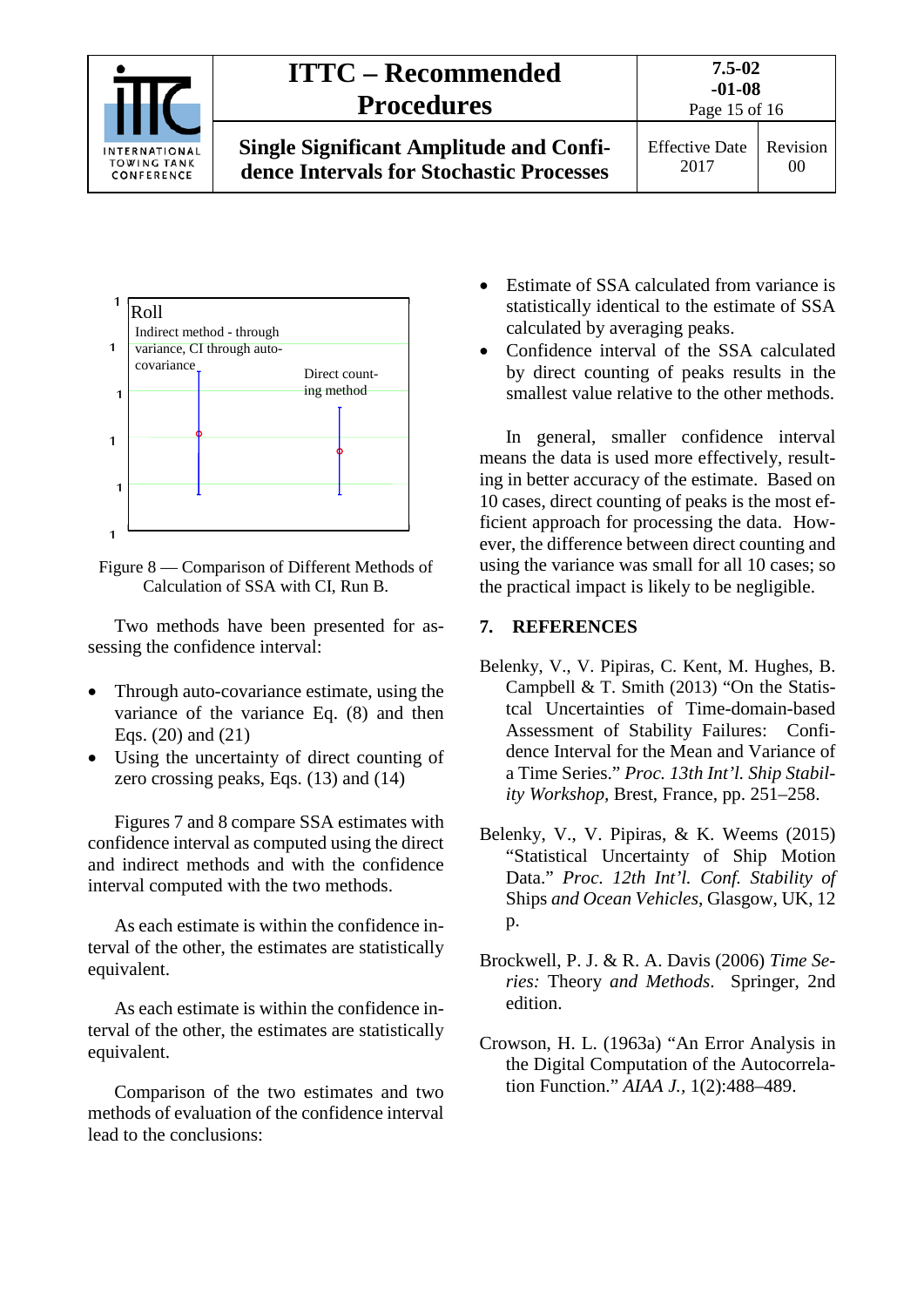1

Roll

Indirect method - through variance, CI through auto-covariance

1

Direct counting method

1

1

1

1

Figure 8 — Comparison of Different Methods of Calculation of SSA with CI, Run B.

Two methods have been presented for assessing the confidence interval:

- Through auto-covariance estimate, using the variance of the variance Eq. (8) and then Eqs. (20) and (21)
- Using the uncertainty of direct counting of zero crossing peaks, Eqs. (13) and (14)

Figures 7 and 8 compare SSA estimates with confidence interval as computed using the direct and indirect methods and with the confidence interval computed with the two methods.

As each estimate is within the confidence interval of the other, the estimates are statistically equivalent.

As each estimate is within the confidence interval of the other, the estimates are statistically equivalent.

Comparison of the two estimates and two methods of evaluation of the confidence interval lead to the conclusions:

- Estimate of SSA calculated from variance is statistically identical to the estimate of SSA calculated by averaging peaks.
- Confidence interval of the SSA calculated by direct counting of peaks results in the smallest value relative to the other methods.

In general, smaller confidence interval means the data is used more effectively, resulting in better accuracy of the estimate. Based on 10 cases, direct counting of peaks is the most efficient approach for processing the data. However, the difference between direct counting and using the variance was small for all 10 cases; so the practical impact is likely to be negligible.

## 7. REFERENCES

Belenky, V., V. Pipiras, C. Kent, M. Hughes, B. Campbell & T. Smith (2013) "On the Statistcal Uncertainties of Time-domain-based Assessment of Stability Failures: Confidence Interval for the Mean and Variance of a Time Series." *Proc. 13th Int'l. Ship Stability Workshop*, Brest, France, pp. 251–258.

Belenky, V., V. Pipiras, & K. Weems (2015) "Statistical Uncertainty of Ship Motion Data." *Proc. 12th Int'l. Conf. Stability of* Ships *and Ocean Vehicles*, Glasgow, UK, 12 p.

Brockwell, P. J. & R. A. Davis (2006) *Time Series:* Theory *and Methods*. Springer, 2nd edition.

Crowson, H. L. (1963a) "An Error Analysis in the Digital Computation of the Autocorrelation Function." *AIAA J.*, 1(2):488–489.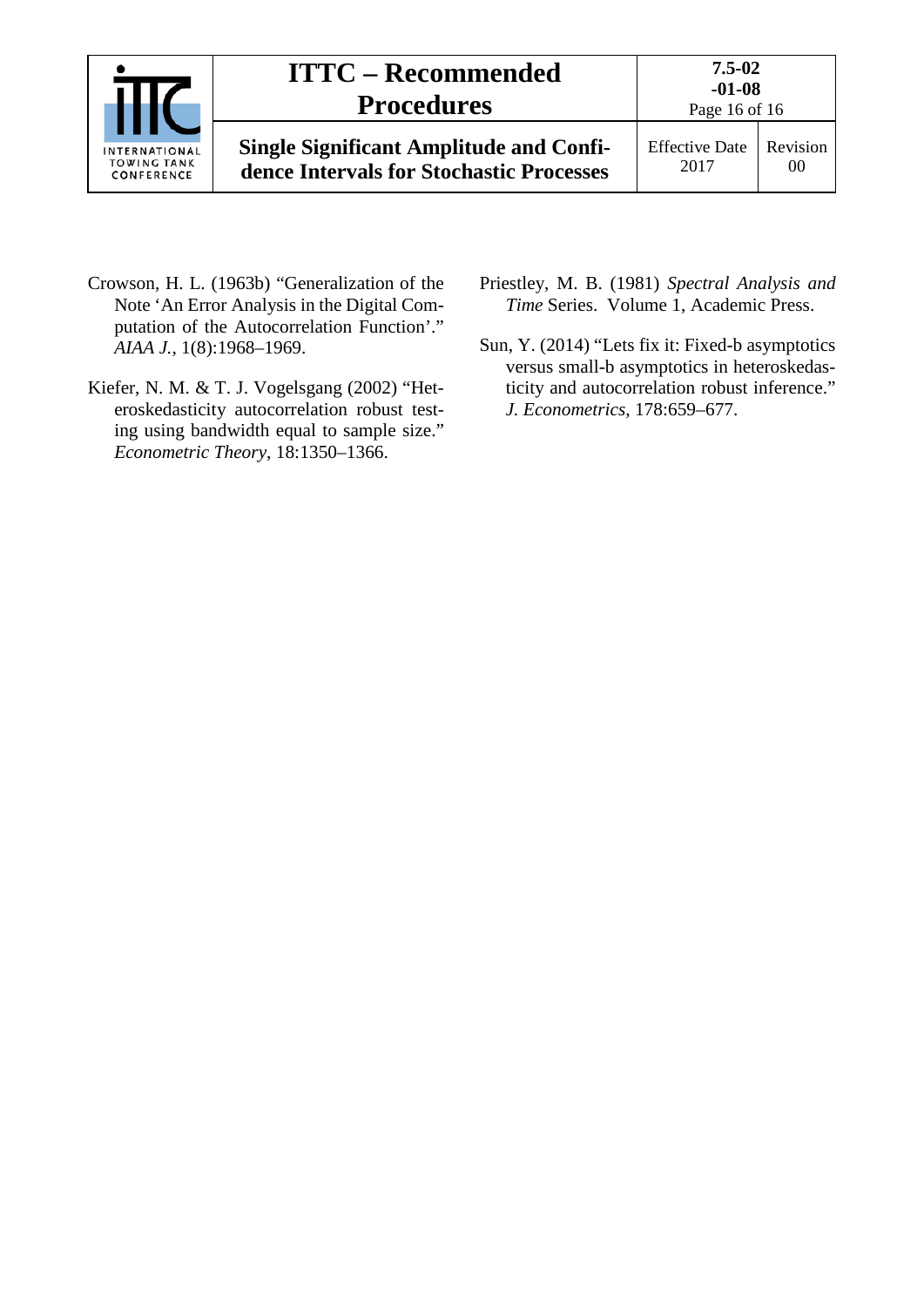Crowson, H. L. (1963b) “Generalization of the Note ‘An Error Analysis in the Digital Computation of the Autocorrelation Function’.” *AIAA J.*, 1(8):1968–1969.

Kiefer, N. M. & T. J. Vogelsgang (2002) “Heteroskedasticity autocorrelation robust testing using bandwidth equal to sample size.” *Econometric Theory*, 18:1350–1366.

Priestley, M. B. (1981) *Spectral Analysis and Time* Series. Volume 1, Academic Press.

Sun, Y. (2014) “Lets fix it: Fixed-b asymptotics versus small-b asymptotics in heteroskedasticity and autocorrelation robust inference.” *J. Econometrics*, 178:659–677.